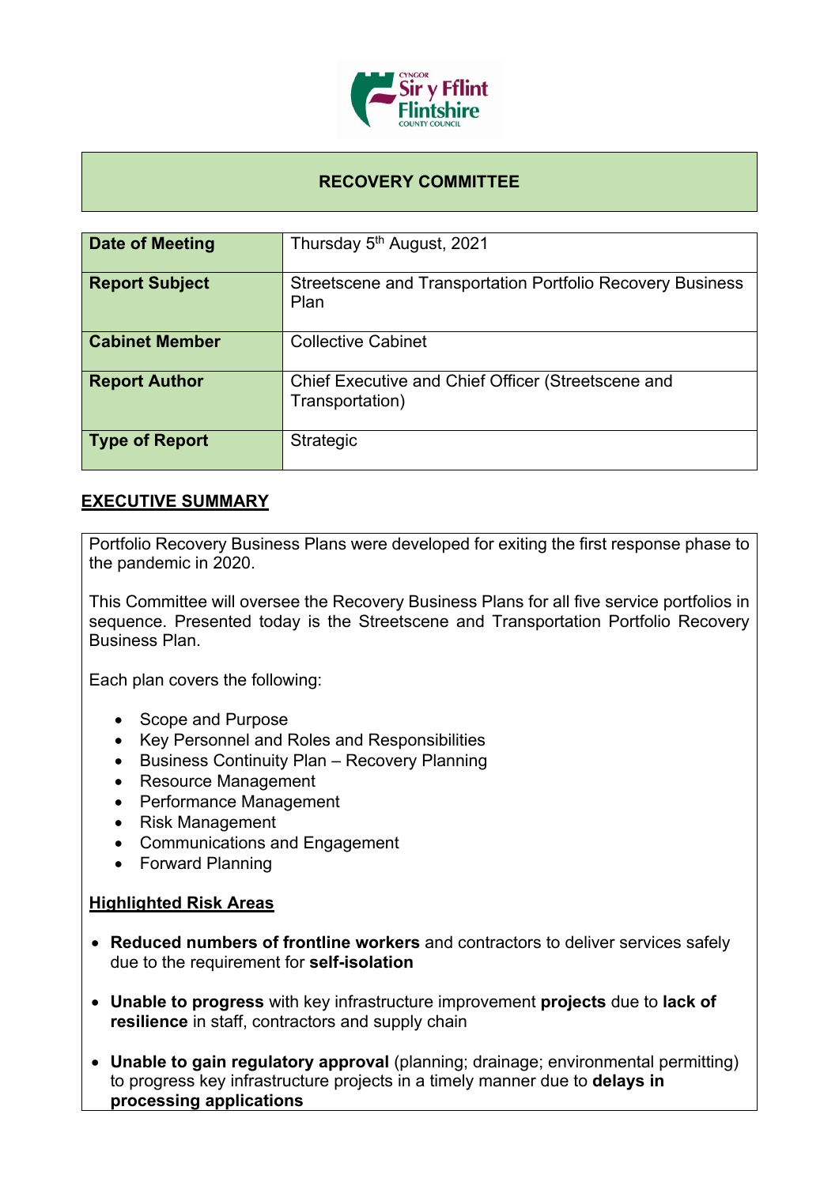# RECOVERY COMMITTEE

| Date of Meeting | Thursday 5th August, 2021 |
|---|---|
| Report Subject | Streetscene and Transportation Portfolio Recovery Business Plan |
| Cabinet Member | Collective Cabinet |
| Report Author | Chief Executive and Chief Officer (Streetscene and Transportation) |
| Type of Report | Strategic |

## EXECUTIVE SUMMARY

Portfolio Recovery Business Plans were developed for exiting the first response phase to the pandemic in 2020.

This Committee will oversee the Recovery Business Plans for all five service portfolios in sequence. Presented today is the Streetscene and Transportation Portfolio Recovery Business Plan.

Each plan covers the following:

- Scope and Purpose
- Key Personnel and Roles and Responsibilities
- Business Continuity Plan – Recovery Planning
- Resource Management
- Performance Management
- Risk Management
- Communications and Engagement
- Forward Planning

### Highlighted Risk Areas

- **Reduced numbers of frontline workers** and contractors to deliver services safely due to the requirement for **self-isolation**
- **Unable to progress** with key infrastructure improvement **projects** due to **lack of resilience** in staff, contractors and supply chain
- **Unable to gain regulatory approval** (planning; drainage; environmental permitting) to progress key infrastructure projects in a timely manner due to **delays in processing applications**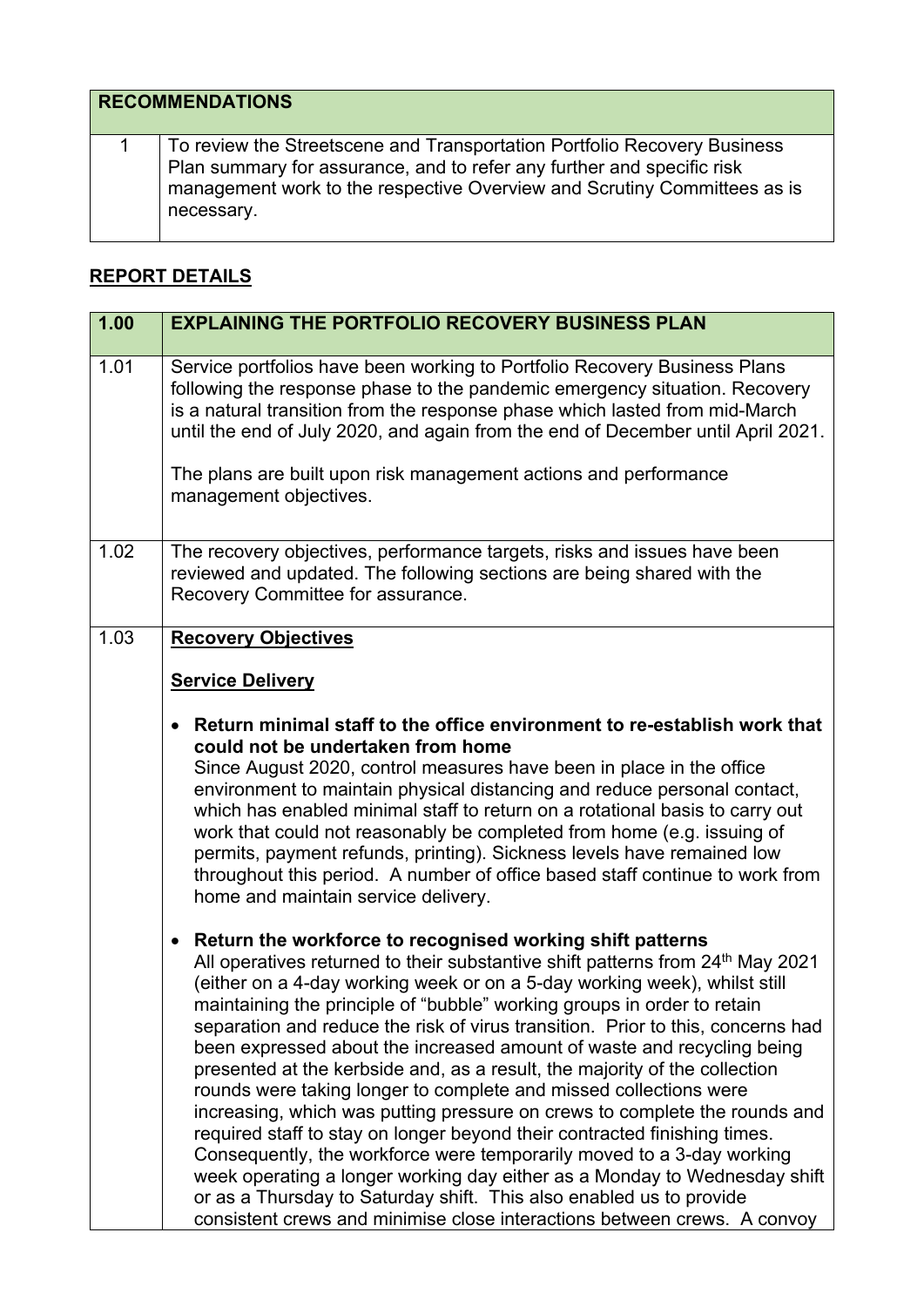| **RECOMMENDATIONS** | |
|---|---|
| 1 | To review the Streetscene and Transportation Portfolio Recovery Business Plan summary for assurance, and to refer any further and specific risk management work to the respective Overview and Scrutiny Committees as is necessary. |

## REPORT DETAILS

| **1.00** | **EXPLAINING THE PORTFOLIO RECOVERY BUSINESS PLAN** |
|---|---|
| 1.01 | Service portfolios have been working to Portfolio Recovery Business Plans following the response phase to the pandemic emergency situation. Recovery is a natural transition from the response phase which lasted from mid-March until the end of July 2020, and again from the end of December until April 2021.<br><br>The plans are built upon risk management actions and performance management objectives. |
| 1.02 | The recovery objectives, performance targets, risks and issues have been reviewed and updated. The following sections are being shared with the Recovery Committee for assurance. |
| 1.03 | **Recovery Objectives**<br><br>**Service Delivery**<br><br>• **Return minimal staff to the office environment to re-establish work that could not be undertaken from home**<br>Since August 2020, control measures have been in place in the office environment to maintain physical distancing and reduce personal contact, which has enabled minimal staff to return on a rotational basis to carry out work that could not reasonably be completed from home (e.g. issuing of permits, payment refunds, printing). Sickness levels have remained low throughout this period. A number of office based staff continue to work from home and maintain service delivery.<br><br>• **Return the workforce to recognised working shift patterns**<br>All operatives returned to their substantive shift patterns from 24th May 2021 (either on a 4-day working week or on a 5-day working week), whilst still maintaining the principle of "bubble" working groups in order to retain separation and reduce the risk of virus transition. Prior to this, concerns had been expressed about the increased amount of waste and recycling being presented at the kerbside and, as a result, the majority of the collection rounds were taking longer to complete and missed collections were increasing, which was putting pressure on crews to complete the rounds and required staff to stay on longer beyond their contracted finishing times. Consequently, the workforce were temporarily moved to a 3-day working week operating a longer working day either as a Monday to Wednesday shift or as a Thursday to Saturday shift. This also enabled us to provide consistent crews and minimise close interactions between crews. A convoy |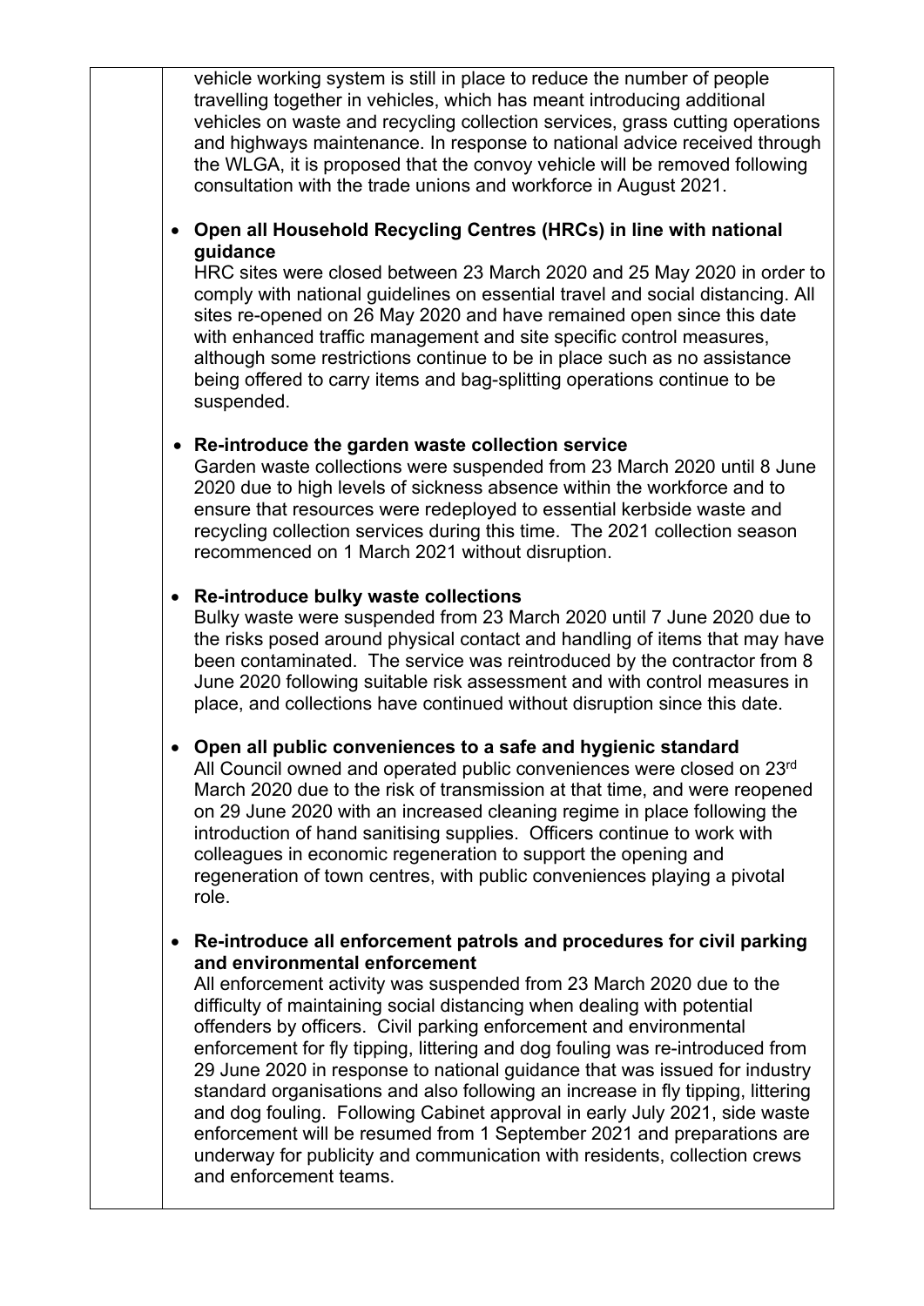vehicle working system is still in place to reduce the number of people travelling together in vehicles, which has meant introducing additional vehicles on waste and recycling collection services, grass cutting operations and highways maintenance. In response to national advice received through the WLGA, it is proposed that the convoy vehicle will be removed following consultation with the trade unions and workforce in August 2021.

- **Open all Household Recycling Centres (HRCs) in line with national guidance**
  HRC sites were closed between 23 March 2020 and 25 May 2020 in order to comply with national guidelines on essential travel and social distancing. All sites re-opened on 26 May 2020 and have remained open since this date with enhanced traffic management and site specific control measures, although some restrictions continue to be in place such as no assistance being offered to carry items and bag-splitting operations continue to be suspended.

- **Re-introduce the garden waste collection service**
  Garden waste collections were suspended from 23 March 2020 until 8 June 2020 due to high levels of sickness absence within the workforce and to ensure that resources were redeployed to essential kerbside waste and recycling collection services during this time. The 2021 collection season recommenced on 1 March 2021 without disruption.

- **Re-introduce bulky waste collections**
  Bulky waste were suspended from 23 March 2020 until 7 June 2020 due to the risks posed around physical contact and handling of items that may have been contaminated. The service was reintroduced by the contractor from 8 June 2020 following suitable risk assessment and with control measures in place, and collections have continued without disruption since this date.

- **Open all public conveniences to a safe and hygienic standard**
  All Council owned and operated public conveniences were closed on 23rd March 2020 due to the risk of transmission at that time, and were reopened on 29 June 2020 with an increased cleaning regime in place following the introduction of hand sanitising supplies. Officers continue to work with colleagues in economic regeneration to support the opening and regeneration of town centres, with public conveniences playing a pivotal role.

- **Re-introduce all enforcement patrols and procedures for civil parking and environmental enforcement**
  All enforcement activity was suspended from 23 March 2020 due to the difficulty of maintaining social distancing when dealing with potential offenders by officers. Civil parking enforcement and environmental enforcement for fly tipping, littering and dog fouling was re-introduced from 29 June 2020 in response to national guidance that was issued for industry standard organisations and also following an increase in fly tipping, littering and dog fouling. Following Cabinet approval in early July 2021, side waste enforcement will be resumed from 1 September 2021 and preparations are underway for publicity and communication with residents, collection crews and enforcement teams.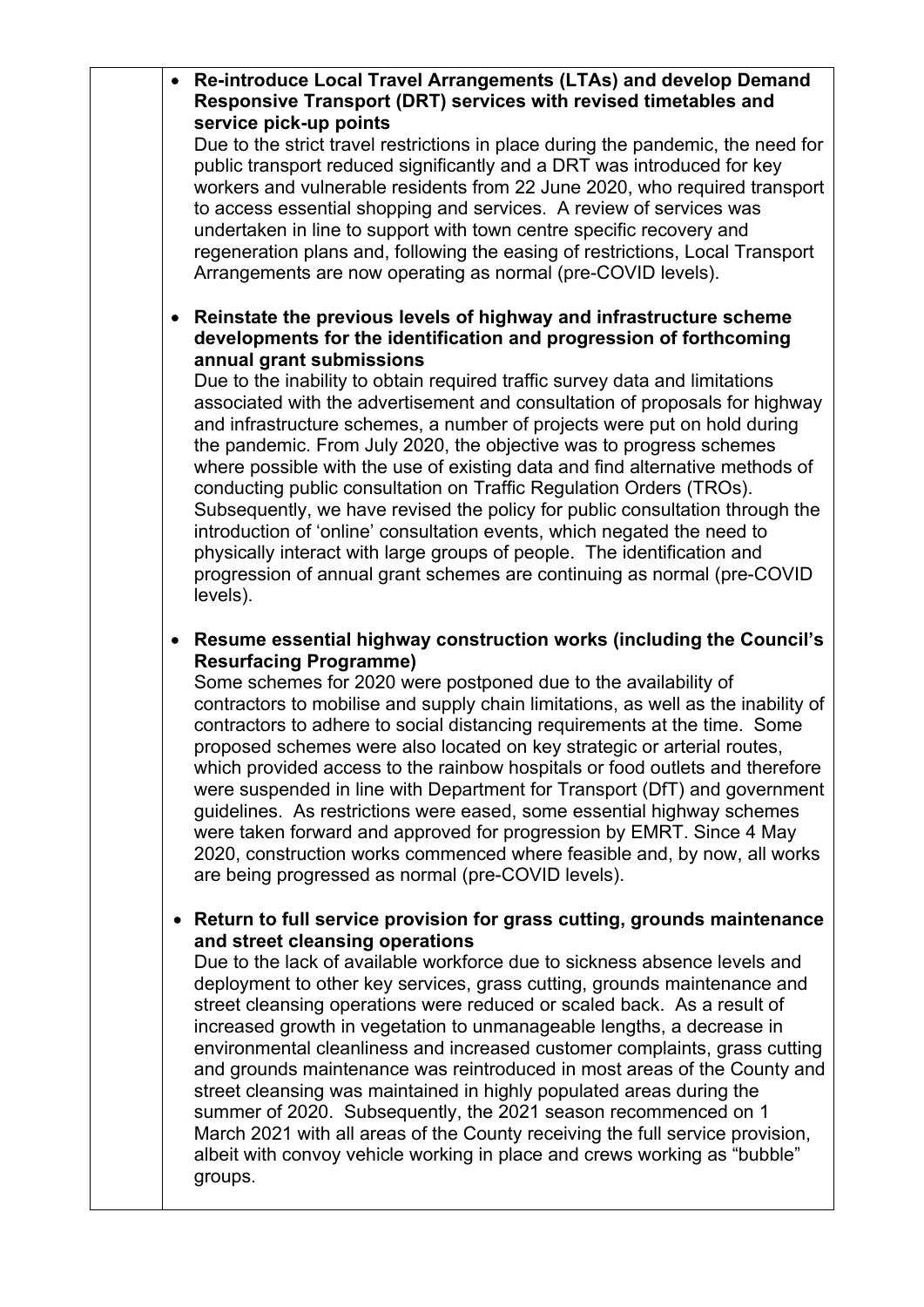- **Re-introduce Local Travel Arrangements (LTAs) and develop Demand Responsive Transport (DRT) services with revised timetables and service pick-up points**
  Due to the strict travel restrictions in place during the pandemic, the need for public transport reduced significantly and a DRT was introduced for key workers and vulnerable residents from 22 June 2020, who required transport to access essential shopping and services. A review of services was undertaken in line to support with town centre specific recovery and regeneration plans and, following the easing of restrictions, Local Transport Arrangements are now operating as normal (pre-COVID levels).

- **Reinstate the previous levels of highway and infrastructure scheme developments for the identification and progression of forthcoming annual grant submissions**
  Due to the inability to obtain required traffic survey data and limitations associated with the advertisement and consultation of proposals for highway and infrastructure schemes, a number of projects were put on hold during the pandemic. From July 2020, the objective was to progress schemes where possible with the use of existing data and find alternative methods of conducting public consultation on Traffic Regulation Orders (TROs). Subsequently, we have revised the policy for public consultation through the introduction of 'online' consultation events, which negated the need to physically interact with large groups of people. The identification and progression of annual grant schemes are continuing as normal (pre-COVID levels).

- **Resume essential highway construction works (including the Council's Resurfacing Programme)**
  Some schemes for 2020 were postponed due to the availability of contractors to mobilise and supply chain limitations, as well as the inability of contractors to adhere to social distancing requirements at the time. Some proposed schemes were also located on key strategic or arterial routes, which provided access to the rainbow hospitals or food outlets and therefore were suspended in line with Department for Transport (DfT) and government guidelines. As restrictions were eased, some essential highway schemes were taken forward and approved for progression by EMRT. Since 4 May 2020, construction works commenced where feasible and, by now, all works are being progressed as normal (pre-COVID levels).

- **Return to full service provision for grass cutting, grounds maintenance and street cleansing operations**
  Due to the lack of available workforce due to sickness absence levels and deployment to other key services, grass cutting, grounds maintenance and street cleansing operations were reduced or scaled back. As a result of increased growth in vegetation to unmanageable lengths, a decrease in environmental cleanliness and increased customer complaints, grass cutting and grounds maintenance was reintroduced in most areas of the County and street cleansing was maintained in highly populated areas during the summer of 2020. Subsequently, the 2021 season recommenced on 1 March 2021 with all areas of the County receiving the full service provision, albeit with convoy vehicle working in place and crews working as "bubble" groups.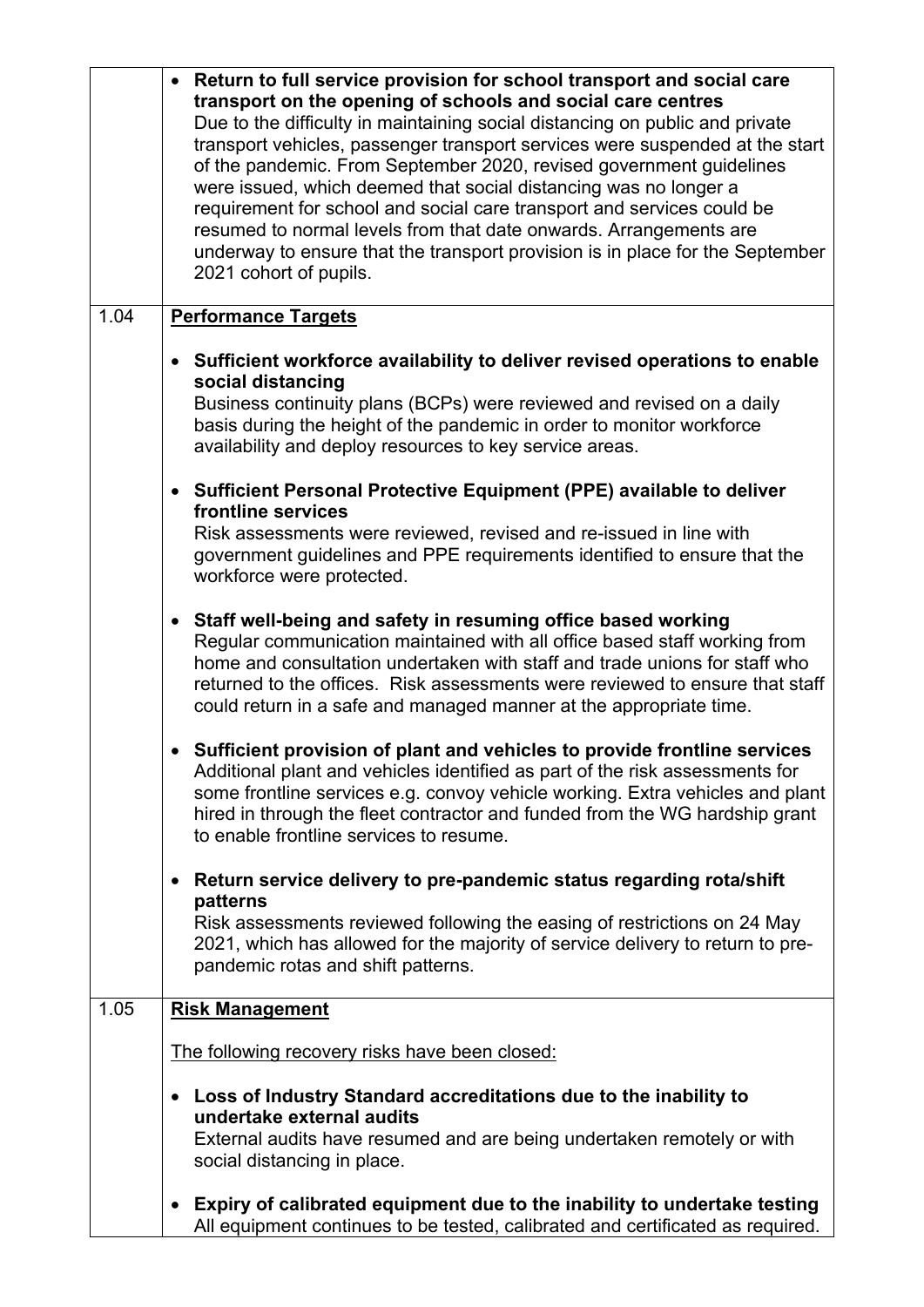| | |
|---|---|
| | • **Return to full service provision for school transport and social care transport on the opening of schools and social care centres** Due to the difficulty in maintaining social distancing on public and private transport vehicles, passenger transport services were suspended at the start of the pandemic. From September 2020, revised government guidelines were issued, which deemed that social distancing was no longer a requirement for school and social care transport and services could be resumed to normal levels from that date onwards. Arrangements are underway to ensure that the transport provision is in place for the September 2021 cohort of pupils. |
| 1.04 | **Performance Targets**<br><br>• **Sufficient workforce availability to deliver revised operations to enable social distancing** Business continuity plans (BCPs) were reviewed and revised on a daily basis during the height of the pandemic in order to monitor workforce availability and deploy resources to key service areas.<br><br>• **Sufficient Personal Protective Equipment (PPE) available to deliver frontline services** Risk assessments were reviewed, revised and re-issued in line with government guidelines and PPE requirements identified to ensure that the workforce were protected.<br><br>• **Staff well-being and safety in resuming office based working** Regular communication maintained with all office based staff working from home and consultation undertaken with staff and trade unions for staff who returned to the offices. Risk assessments were reviewed to ensure that staff could return in a safe and managed manner at the appropriate time.<br><br>• **Sufficient provision of plant and vehicles to provide frontline services** Additional plant and vehicles identified as part of the risk assessments for some frontline services e.g. convoy vehicle working. Extra vehicles and plant hired in through the fleet contractor and funded from the WG hardship grant to enable frontline services to resume.<br><br>• **Return service delivery to pre-pandemic status regarding rota/shift patterns** Risk assessments reviewed following the easing of restrictions on 24 May 2021, which has allowed for the majority of service delivery to return to pre-pandemic rotas and shift patterns. |
| 1.05 | **Risk Management**<br><br>The following recovery risks have been closed:<br><br>• **Loss of Industry Standard accreditations due to the inability to undertake external audits** External audits have resumed and are being undertaken remotely or with social distancing in place.<br><br>• **Expiry of calibrated equipment due to the inability to undertake testing** All equipment continues to be tested, calibrated and certificated as required. |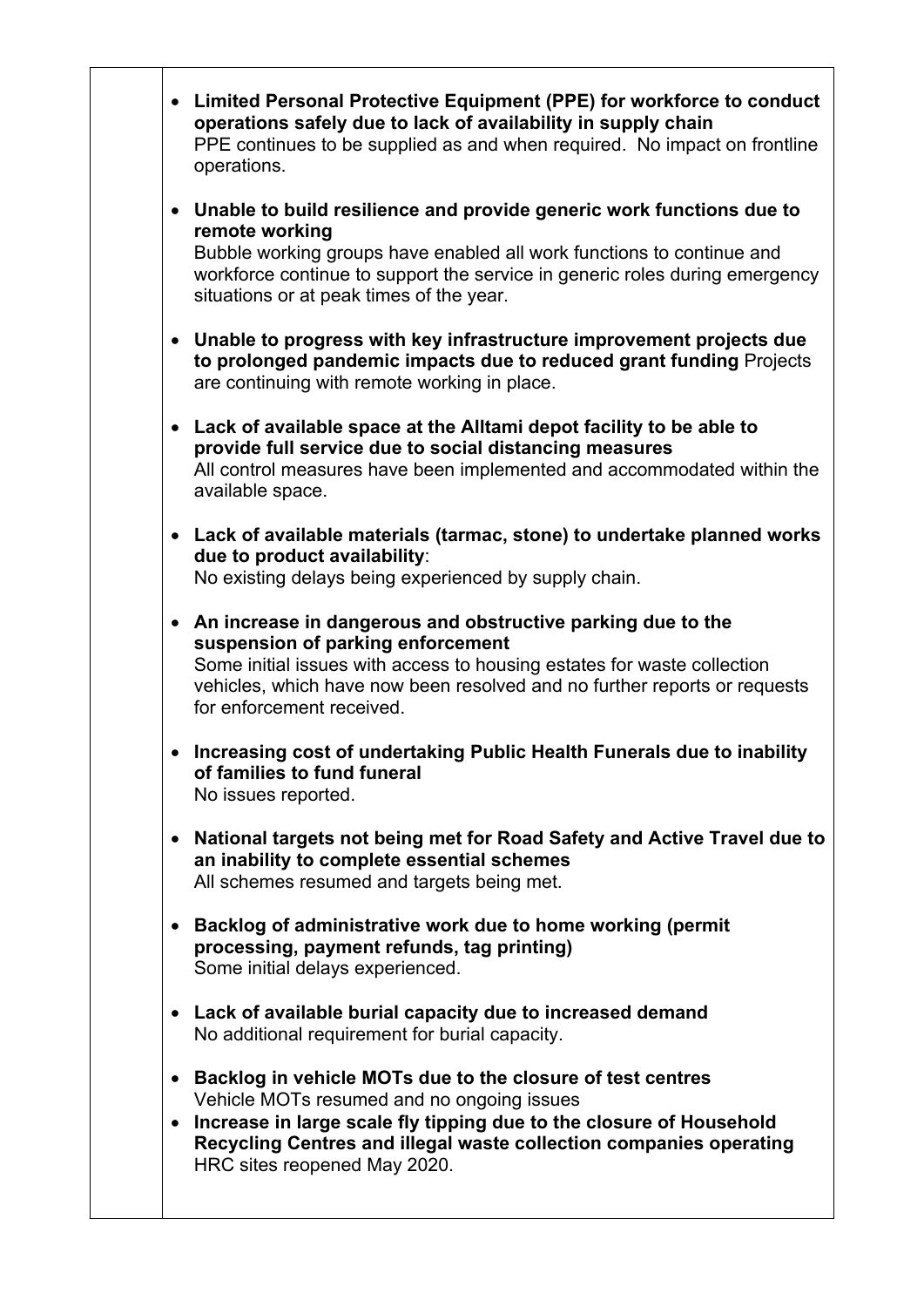- **Limited Personal Protective Equipment (PPE) for workforce to conduct operations safely due to lack of availability in supply chain**
  PPE continues to be supplied as and when required. No impact on frontline operations.

- **Unable to build resilience and provide generic work functions due to remote working**
  Bubble working groups have enabled all work functions to continue and workforce continue to support the service in generic roles during emergency situations or at peak times of the year.

- **Unable to progress with key infrastructure improvement projects due to prolonged pandemic impacts due to reduced grant funding** Projects are continuing with remote working in place.

- **Lack of available space at the Alltami depot facility to be able to provide full service due to social distancing measures**
  All control measures have been implemented and accommodated within the available space.

- **Lack of available materials (tarmac, stone) to undertake planned works due to product availability**:
  No existing delays being experienced by supply chain.

- **An increase in dangerous and obstructive parking due to the suspension of parking enforcement**
  Some initial issues with access to housing estates for waste collection vehicles, which have now been resolved and no further reports or requests for enforcement received.

- **Increasing cost of undertaking Public Health Funerals due to inability of families to fund funeral**
  No issues reported.

- **National targets not being met for Road Safety and Active Travel due to an inability to complete essential schemes**
  All schemes resumed and targets being met.

- **Backlog of administrative work due to home working (permit processing, payment refunds, tag printing)**
  Some initial delays experienced.

- **Lack of available burial capacity due to increased demand**
  No additional requirement for burial capacity.

- **Backlog in vehicle MOTs due to the closure of test centres**
  Vehicle MOTs resumed and no ongoing issues
- **Increase in large scale fly tipping due to the closure of Household Recycling Centres and illegal waste collection companies operating**
  HRC sites reopened May 2020.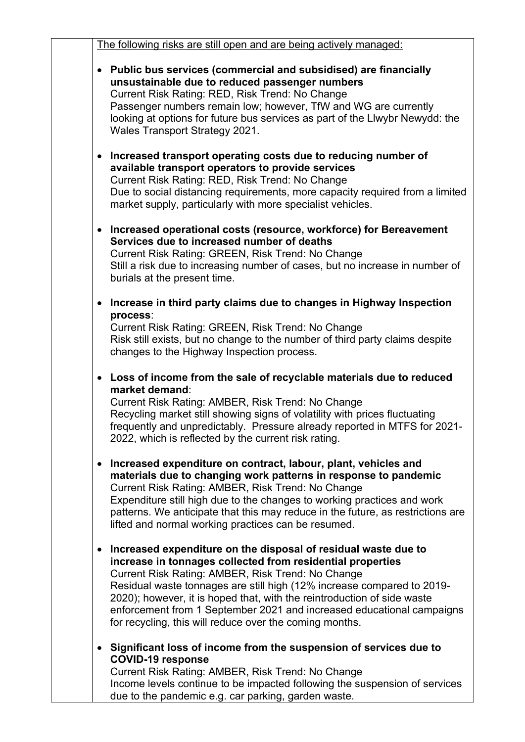The following risks are still open and are being actively managed:

- **Public bus services (commercial and subsidised) are financially unsustainable due to reduced passenger numbers**
  Current Risk Rating: RED, Risk Trend: No Change
  Passenger numbers remain low; however, TfW and WG are currently looking at options for future bus services as part of the Llwybr Newydd: the Wales Transport Strategy 2021.

- **Increased transport operating costs due to reducing number of available transport operators to provide services**
  Current Risk Rating: RED, Risk Trend: No Change
  Due to social distancing requirements, more capacity required from a limited market supply, particularly with more specialist vehicles.

- **Increased operational costs (resource, workforce) for Bereavement Services due to increased number of deaths**
  Current Risk Rating: GREEN, Risk Trend: No Change
  Still a risk due to increasing number of cases, but no increase in number of burials at the present time.

- **Increase in third party claims due to changes in Highway Inspection process**:
  Current Risk Rating: GREEN, Risk Trend: No Change
  Risk still exists, but no change to the number of third party claims despite changes to the Highway Inspection process.

- **Loss of income from the sale of recyclable materials due to reduced market demand**:
  Current Risk Rating: AMBER, Risk Trend: No Change
  Recycling market still showing signs of volatility with prices fluctuating frequently and unpredictably. Pressure already reported in MTFS for 2021-2022, which is reflected by the current risk rating.

- **Increased expenditure on contract, labour, plant, vehicles and materials due to changing work patterns in response to pandemic**
  Current Risk Rating: AMBER, Risk Trend: No Change
  Expenditure still high due to the changes to working practices and work patterns. We anticipate that this may reduce in the future, as restrictions are lifted and normal working practices can be resumed.

- **Increased expenditure on the disposal of residual waste due to increase in tonnages collected from residential properties**
  Current Risk Rating: AMBER, Risk Trend: No Change
  Residual waste tonnages are still high (12% increase compared to 2019-2020); however, it is hoped that, with the reintroduction of side waste enforcement from 1 September 2021 and increased educational campaigns for recycling, this will reduce over the coming months.

- **Significant loss of income from the suspension of services due to COVID-19 response**
  Current Risk Rating: AMBER, Risk Trend: No Change
  Income levels continue to be impacted following the suspension of services due to the pandemic e.g. car parking, garden waste.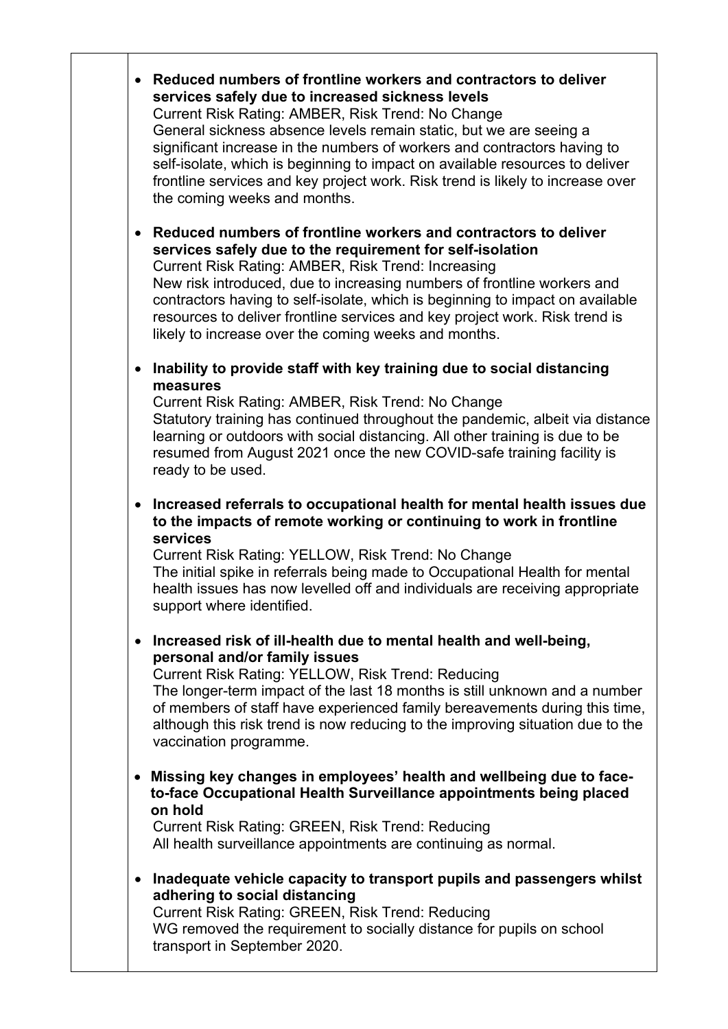- **Reduced numbers of frontline workers and contractors to deliver services safely due to increased sickness levels**
  Current Risk Rating: AMBER, Risk Trend: No Change
  General sickness absence levels remain static, but we are seeing a significant increase in the numbers of workers and contractors having to self-isolate, which is beginning to impact on available resources to deliver frontline services and key project work. Risk trend is likely to increase over the coming weeks and months.

- **Reduced numbers of frontline workers and contractors to deliver services safely due to the requirement for self-isolation**
  Current Risk Rating: AMBER, Risk Trend: Increasing
  New risk introduced, due to increasing numbers of frontline workers and contractors having to self-isolate, which is beginning to impact on available resources to deliver frontline services and key project work. Risk trend is likely to increase over the coming weeks and months.

- **Inability to provide staff with key training due to social distancing measures**
  Current Risk Rating: AMBER, Risk Trend: No Change
  Statutory training has continued throughout the pandemic, albeit via distance learning or outdoors with social distancing. All other training is due to be resumed from August 2021 once the new COVID-safe training facility is ready to be used.

- **Increased referrals to occupational health for mental health issues due to the impacts of remote working or continuing to work in frontline services**
  Current Risk Rating: YELLOW, Risk Trend: No Change
  The initial spike in referrals being made to Occupational Health for mental health issues has now levelled off and individuals are receiving appropriate support where identified.

- **Increased risk of ill-health due to mental health and well-being, personal and/or family issues**
  Current Risk Rating: YELLOW, Risk Trend: Reducing
  The longer-term impact of the last 18 months is still unknown and a number of members of staff have experienced family bereavements during this time, although this risk trend is now reducing to the improving situation due to the vaccination programme.

- **Missing key changes in employees' health and wellbeing due to face-to-face Occupational Health Surveillance appointments being placed on hold**
  Current Risk Rating: GREEN, Risk Trend: Reducing
  All health surveillance appointments are continuing as normal.

- **Inadequate vehicle capacity to transport pupils and passengers whilst adhering to social distancing**
  Current Risk Rating: GREEN, Risk Trend: Reducing
  WG removed the requirement to socially distance for pupils on school transport in September 2020.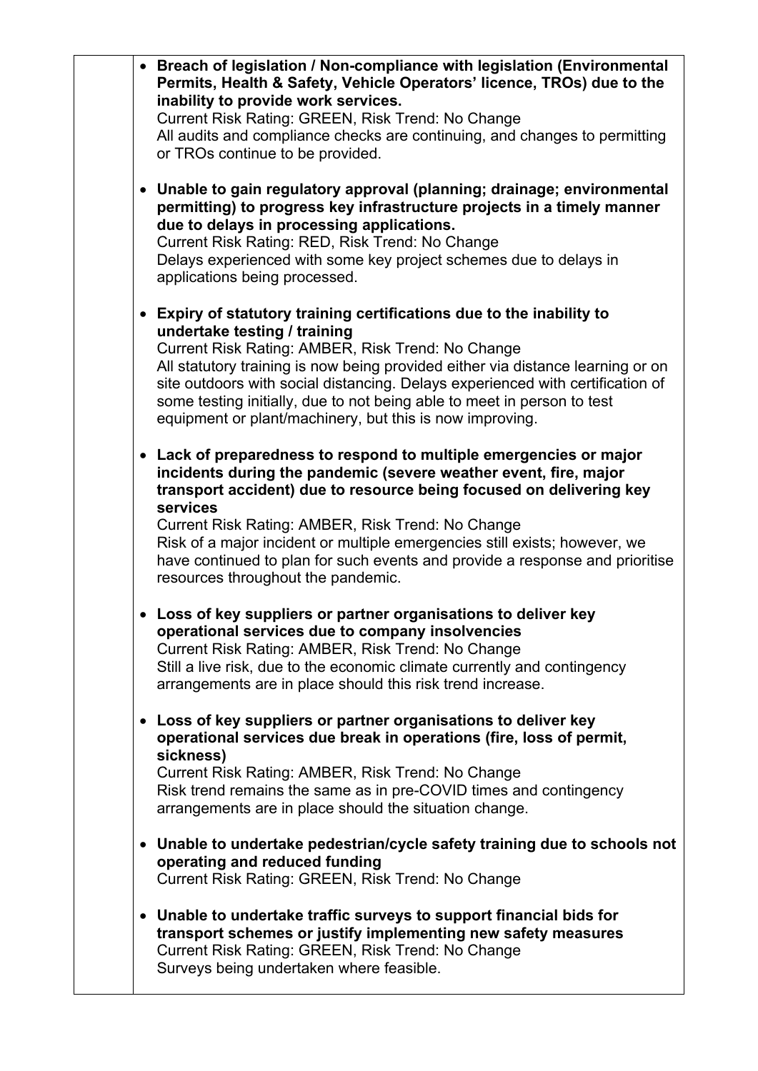- **Breach of legislation / Non-compliance with legislation (Environmental Permits, Health & Safety, Vehicle Operators' licence, TROs) due to the inability to provide work services.**
  Current Risk Rating: GREEN, Risk Trend: No Change
  All audits and compliance checks are continuing, and changes to permitting or TROs continue to be provided.

- **Unable to gain regulatory approval (planning; drainage; environmental permitting) to progress key infrastructure projects in a timely manner due to delays in processing applications.**
  Current Risk Rating: RED, Risk Trend: No Change
  Delays experienced with some key project schemes due to delays in applications being processed.

- **Expiry of statutory training certifications due to the inability to undertake testing / training**
  Current Risk Rating: AMBER, Risk Trend: No Change
  All statutory training is now being provided either via distance learning or on site outdoors with social distancing. Delays experienced with certification of some testing initially, due to not being able to meet in person to test equipment or plant/machinery, but this is now improving.

- **Lack of preparedness to respond to multiple emergencies or major incidents during the pandemic (severe weather event, fire, major transport accident) due to resource being focused on delivering key services**
  Current Risk Rating: AMBER, Risk Trend: No Change
  Risk of a major incident or multiple emergencies still exists; however, we have continued to plan for such events and provide a response and prioritise resources throughout the pandemic.

- **Loss of key suppliers or partner organisations to deliver key operational services due to company insolvencies**
  Current Risk Rating: AMBER, Risk Trend: No Change
  Still a live risk, due to the economic climate currently and contingency arrangements are in place should this risk trend increase.

- **Loss of key suppliers or partner organisations to deliver key operational services due break in operations (fire, loss of permit, sickness)**
  Current Risk Rating: AMBER, Risk Trend: No Change
  Risk trend remains the same as in pre-COVID times and contingency arrangements are in place should the situation change.

- **Unable to undertake pedestrian/cycle safety training due to schools not operating and reduced funding**
  Current Risk Rating: GREEN, Risk Trend: No Change

- **Unable to undertake traffic surveys to support financial bids for transport schemes or justify implementing new safety measures**
  Current Risk Rating: GREEN, Risk Trend: No Change
  Surveys being undertaken where feasible.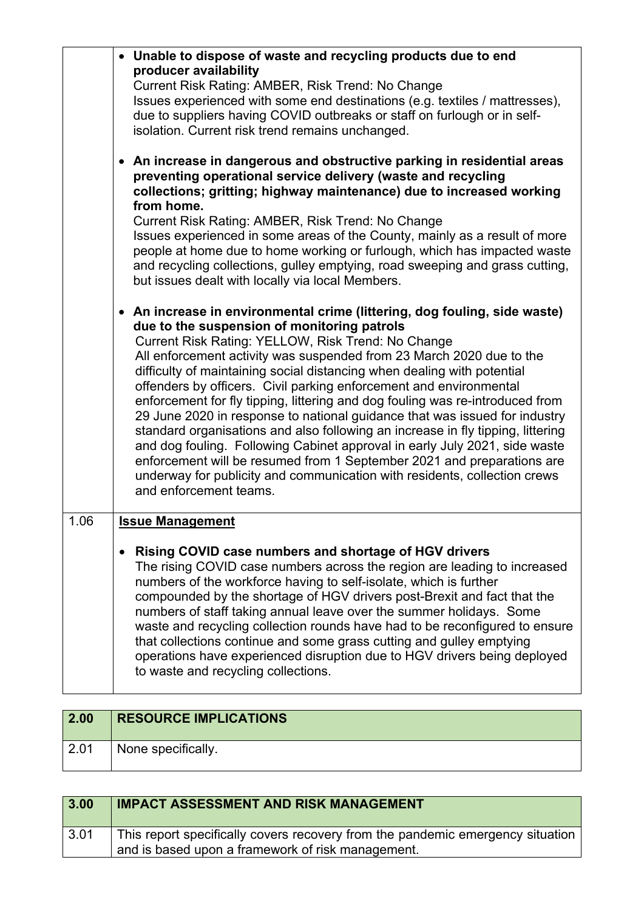|  |  |
|---|---|
|  | • **Unable to dispose of waste and recycling products due to end producer availability**<br>Current Risk Rating: AMBER, Risk Trend: No Change<br>Issues experienced with some end destinations (e.g. textiles / mattresses), due to suppliers having COVID outbreaks or staff on furlough or in self-isolation. Current risk trend remains unchanged.<br><br>• **An increase in dangerous and obstructive parking in residential areas preventing operational service delivery (waste and recycling collections; gritting; highway maintenance) due to increased working from home.**<br>Current Risk Rating: AMBER, Risk Trend: No Change<br>Issues experienced in some areas of the County, mainly as a result of more people at home due to home working or furlough, which has impacted waste and recycling collections, gulley emptying, road sweeping and grass cutting, but issues dealt with locally via local Members.<br><br>• **An increase in environmental crime (littering, dog fouling, side waste) due to the suspension of monitoring patrols**<br>Current Risk Rating: YELLOW, Risk Trend: No Change<br>All enforcement activity was suspended from 23 March 2020 due to the difficulty of maintaining social distancing when dealing with potential offenders by officers. Civil parking enforcement and environmental enforcement for fly tipping, littering and dog fouling was re-introduced from 29 June 2020 in response to national guidance that was issued for industry standard organisations and also following an increase in fly tipping, littering and dog fouling. Following Cabinet approval in early July 2021, side waste enforcement will be resumed from 1 September 2021 and preparations are underway for publicity and communication with residents, collection crews and enforcement teams. |
| 1.06 | **Issue Management**<br><br>• **Rising COVID case numbers and shortage of HGV drivers**<br>The rising COVID case numbers across the region are leading to increased numbers of the workforce having to self-isolate, which is further compounded by the shortage of HGV drivers post-Brexit and fact that the numbers of staff taking annual leave over the summer holidays. Some waste and recycling collection rounds have had to be reconfigured to ensure that collections continue and some grass cutting and gulley emptying operations have experienced disruption due to HGV drivers being deployed to waste and recycling collections. |

| 2.00 | RESOURCE IMPLICATIONS |
|---|---|
| 2.01 | None specifically. |

| 3.00 | IMPACT ASSESSMENT AND RISK MANAGEMENT |
|---|---|
| 3.01 | This report specifically covers recovery from the pandemic emergency situation and is based upon a framework of risk management. |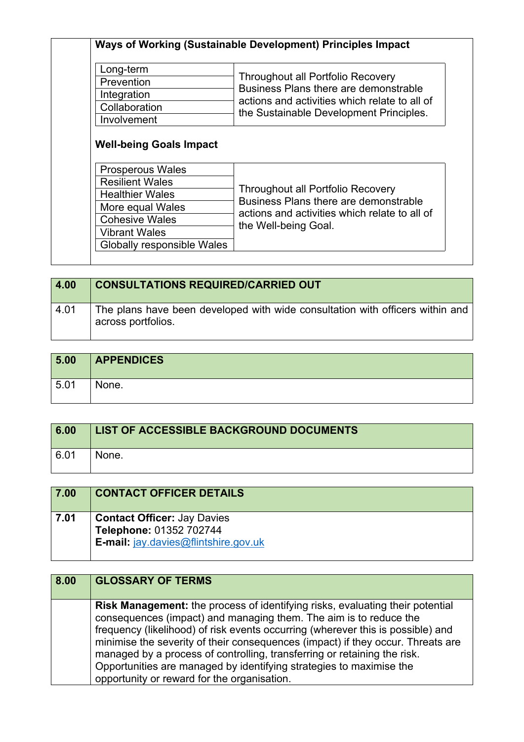**Ways of Working (Sustainable Development) Principles Impact**

| | |
|---|---|
| Long-term | Throughout all Portfolio Recovery Business Plans there are demonstrable actions and activities which relate to all of the Sustainable Development Principles. |
| Prevention | |
| Integration | |
| Collaboration | |
| Involvement | |

**Well-being Goals Impact**

| | |
|---|---|
| Prosperous Wales | Throughout all Portfolio Recovery Business Plans there are demonstrable actions and activities which relate to all of the Well-being Goal. |
| Resilient Wales | |
| Healthier Wales | |
| More equal Wales | |
| Cohesive Wales | |
| Vibrant Wales | |
| Globally responsible Wales | |

| 4.00 | CONSULTATIONS REQUIRED/CARRIED OUT |
|---|---|
| 4.01 | The plans have been developed with wide consultation with officers within and across portfolios. |

| 5.00 | APPENDICES |
|---|---|
| 5.01 | None. |

| 6.00 | LIST OF ACCESSIBLE BACKGROUND DOCUMENTS |
|---|---|
| 6.01 | None. |

| 7.00 | CONTACT OFFICER DETAILS |
|---|---|
| **7.01** | **Contact Officer:** Jay Davies<br>**Telephone:** 01352 702744<br>**E-mail:** jay.davies@flintshire.gov.uk |

| 8.00 | GLOSSARY OF TERMS |
|---|---|
| | **Risk Management:** the process of identifying risks, evaluating their potential consequences (impact) and managing them. The aim is to reduce the frequency (likelihood) of risk events occurring (wherever this is possible) and minimise the severity of their consequences (impact) if they occur. Threats are managed by a process of controlling, transferring or retaining the risk. Opportunities are managed by identifying strategies to maximise the opportunity or reward for the organisation. |